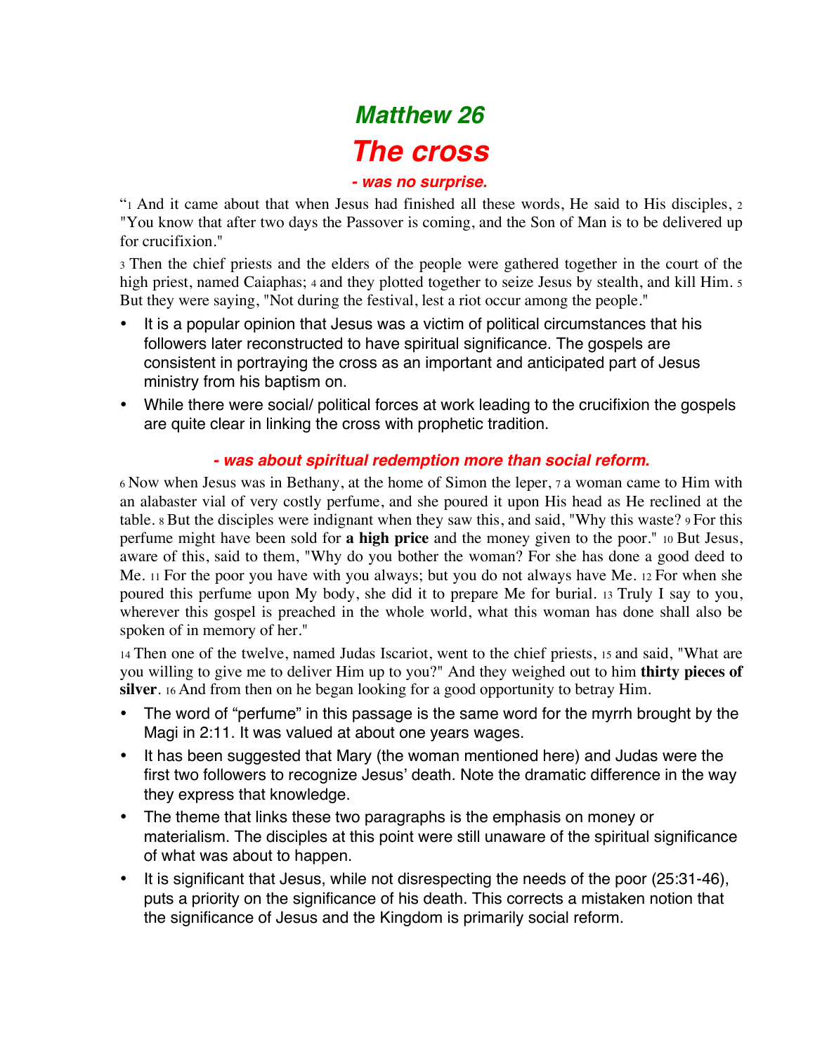# Matthew 26

# The cross

### - was no surprise.

"1 And it came about that when Jesus had finished all these words, He said to His disciples, 2 "You know that after two days the Passover is coming, and the Son of Man is to be delivered up for crucifixion."

3 Then the chief priests and the elders of the people were gathered together in the court of the high priest, named Caiaphas; 4 and they plotted together to seize Jesus by stealth, and kill Him. 5 But they were saying, "Not during the festival, lest a riot occur among the people."

- It is a popular opinion that Jesus was a victim of political circumstances that his followers later reconstructed to have spiritual significance. The gospels are consistent in portraying the cross as an important and anticipated part of Jesus ministry from his baptism on.
- While there were social/ political forces at work leading to the crucifixion the gospels are quite clear in linking the cross with prophetic tradition.

### - was about spiritual redemption more than social reform.

6 Now when Jesus was in Bethany, at the home of Simon the leper, 7 a woman came to Him with an alabaster vial of very costly perfume, and she poured it upon His head as He reclined at the table. 8 But the disciples were indignant when they saw this, and said, "Why this waste? 9 For this perfume might have been sold for **a high price** and the money given to the poor." 10 But Jesus, aware of this, said to them, "Why do you bother the woman? For she has done a good deed to Me. 11 For the poor you have with you always; but you do not always have Me. 12 For when she poured this perfume upon My body, she did it to prepare Me for burial. 13 Truly I say to you, wherever this gospel is preached in the whole world, what this woman has done shall also be spoken of in memory of her."

14 Then one of the twelve, named Judas Iscariot, went to the chief priests, 15 and said, "What are you willing to give me to deliver Him up to you?" And they weighed out to him **thirty pieces of silver**. 16 And from then on he began looking for a good opportunity to betray Him.

- The word of "perfume" in this passage is the same word for the myrrh brought by the Magi in 2:11. It was valued at about one years wages.
- It has been suggested that Mary (the woman mentioned here) and Judas were the first two followers to recognize Jesus' death. Note the dramatic difference in the way they express that knowledge.
- The theme that links these two paragraphs is the emphasis on money or materialism. The disciples at this point were still unaware of the spiritual significance of what was about to happen.
- It is significant that Jesus, while not disrespecting the needs of the poor (25:31-46), puts a priority on the significance of his death. This corrects a mistaken notion that the significance of Jesus and the Kingdom is primarily social reform.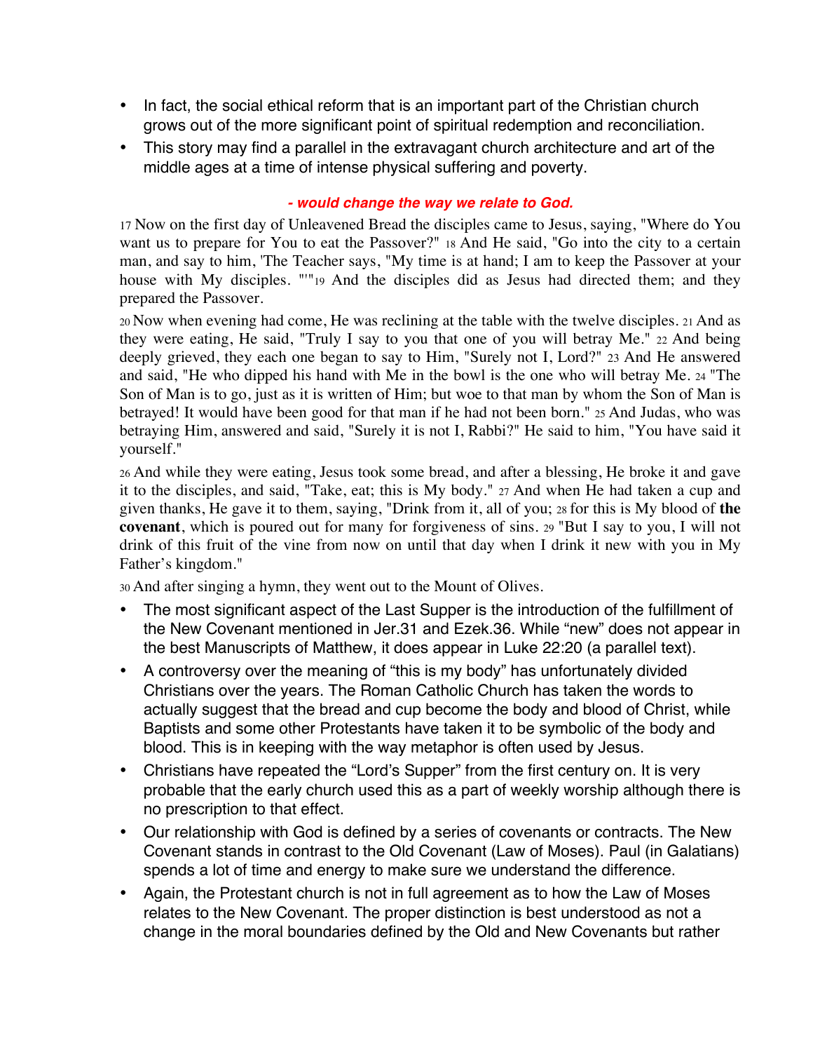- In fact, the social ethical reform that is an important part of the Christian church grows out of the more significant point of spiritual redemption and reconciliation.
- This story may find a parallel in the extravagant church architecture and art of the middle ages at a time of intense physical suffering and poverty.

***- would change the way we relate to God.***

17 Now on the first day of Unleavened Bread the disciples came to Jesus, saying, "Where do You want us to prepare for You to eat the Passover?" 18 And He said, "Go into the city to a certain man, and say to him, 'The Teacher says, "My time is at hand; I am to keep the Passover at your house with My disciples. "'"19 And the disciples did as Jesus had directed them; and they prepared the Passover.

20 Now when evening had come, He was reclining at the table with the twelve disciples. 21 And as they were eating, He said, "Truly I say to you that one of you will betray Me." 22 And being deeply grieved, they each one began to say to Him, "Surely not I, Lord?" 23 And He answered and said, "He who dipped his hand with Me in the bowl is the one who will betray Me. 24 "The Son of Man is to go, just as it is written of Him; but woe to that man by whom the Son of Man is betrayed! It would have been good for that man if he had not been born." 25 And Judas, who was betraying Him, answered and said, "Surely it is not I, Rabbi?" He said to him, "You have said it yourself."

26 And while they were eating, Jesus took some bread, and after a blessing, He broke it and gave it to the disciples, and said, "Take, eat; this is My body." 27 And when He had taken a cup and given thanks, He gave it to them, saying, "Drink from it, all of you; 28 for this is My blood of **the covenant**, which is poured out for many for forgiveness of sins. 29 "But I say to you, I will not drink of this fruit of the vine from now on until that day when I drink it new with you in My Father's kingdom."

30 And after singing a hymn, they went out to the Mount of Olives.

- The most significant aspect of the Last Supper is the introduction of the fulfillment of the New Covenant mentioned in Jer.31 and Ezek.36. While "new" does not appear in the best Manuscripts of Matthew, it does appear in Luke 22:20 (a parallel text).
- A controversy over the meaning of "this is my body" has unfortunately divided Christians over the years. The Roman Catholic Church has taken the words to actually suggest that the bread and cup become the body and blood of Christ, while Baptists and some other Protestants have taken it to be symbolic of the body and blood. This is in keeping with the way metaphor is often used by Jesus.
- Christians have repeated the "Lord's Supper" from the first century on. It is very probable that the early church used this as a part of weekly worship although there is no prescription to that effect.
- Our relationship with God is defined by a series of covenants or contracts. The New Covenant stands in contrast to the Old Covenant (Law of Moses). Paul (in Galatians) spends a lot of time and energy to make sure we understand the difference.
- Again, the Protestant church is not in full agreement as to how the Law of Moses relates to the New Covenant. The proper distinction is best understood as not a change in the moral boundaries defined by the Old and New Covenants but rather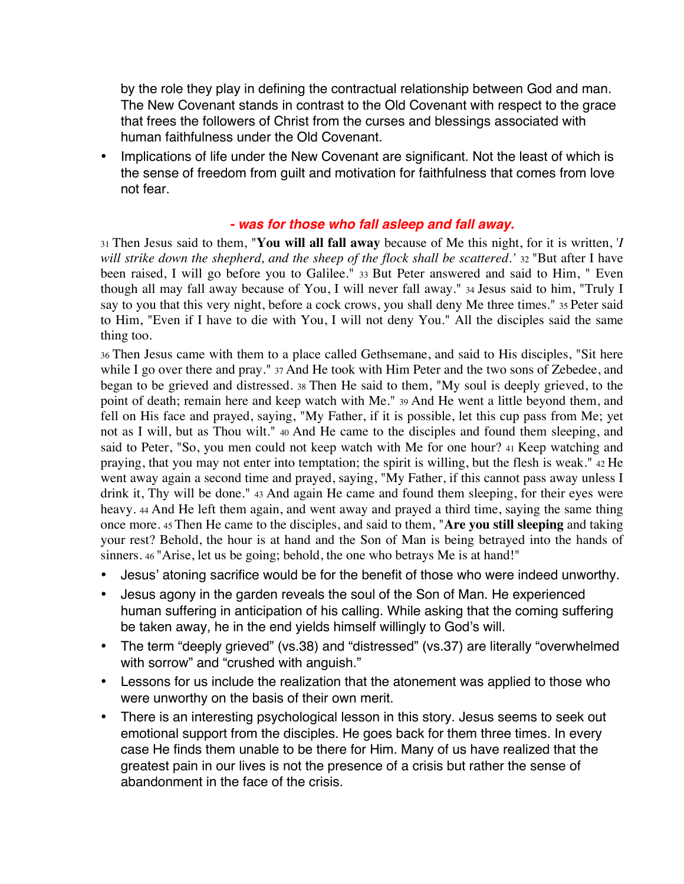by the role they play in defining the contractual relationship between God and man. The New Covenant stands in contrast to the Old Covenant with respect to the grace that frees the followers of Christ from the curses and blessings associated with human faithfulness under the Old Covenant.

- Implications of life under the New Covenant are significant. Not the least of which is the sense of freedom from guilt and motivation for faithfulness that comes from love not fear.

### *- was for those who fall asleep and fall away.*

31 Then Jesus said to them, "**You will all fall away** because of Me this night, for it is written, '*I will strike down the shepherd, and the sheep of the flock shall be scattered.'* 32 "But after I have been raised, I will go before you to Galilee." 33 But Peter answered and said to Him, " Even though all may fall away because of You, I will never fall away." 34 Jesus said to him, "Truly I say to you that this very night, before a cock crows, you shall deny Me three times." 35 Peter said to Him, "Even if I have to die with You, I will not deny You." All the disciples said the same thing too.

36 Then Jesus came with them to a place called Gethsemane, and said to His disciples, "Sit here while I go over there and pray." 37 And He took with Him Peter and the two sons of Zebedee, and began to be grieved and distressed. 38 Then He said to them, "My soul is deeply grieved, to the point of death; remain here and keep watch with Me." 39 And He went a little beyond them, and fell on His face and prayed, saying, "My Father, if it is possible, let this cup pass from Me; yet not as I will, but as Thou wilt." 40 And He came to the disciples and found them sleeping, and said to Peter, "So, you men could not keep watch with Me for one hour? 41 Keep watching and praying, that you may not enter into temptation; the spirit is willing, but the flesh is weak." 42 He went away again a second time and prayed, saying, "My Father, if this cannot pass away unless I drink it, Thy will be done." 43 And again He came and found them sleeping, for their eyes were heavy. 44 And He left them again, and went away and prayed a third time, saying the same thing once more. 45 Then He came to the disciples, and said to them, "**Are you still sleeping** and taking your rest? Behold, the hour is at hand and the Son of Man is being betrayed into the hands of sinners. 46 "Arise, let us be going; behold, the one who betrays Me is at hand!"

- Jesus' atoning sacrifice would be for the benefit of those who were indeed unworthy.
- Jesus agony in the garden reveals the soul of the Son of Man. He experienced human suffering in anticipation of his calling. While asking that the coming suffering be taken away, he in the end yields himself willingly to God's will.
- The term "deeply grieved" (vs.38) and "distressed" (vs.37) are literally "overwhelmed with sorrow" and "crushed with anguish."
- Lessons for us include the realization that the atonement was applied to those who were unworthy on the basis of their own merit.
- There is an interesting psychological lesson in this story. Jesus seems to seek out emotional support from the disciples. He goes back for them three times. In every case He finds them unable to be there for Him. Many of us have realized that the greatest pain in our lives is not the presence of a crisis but rather the sense of abandonment in the face of the crisis.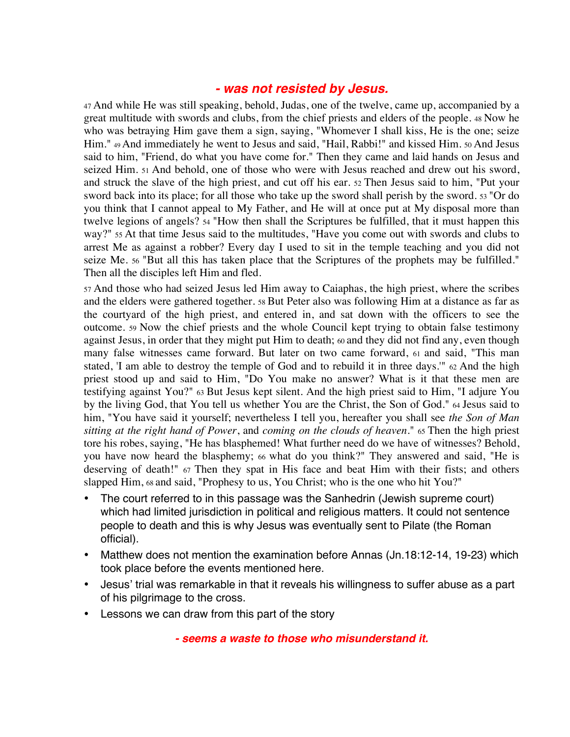### *- was not resisted by Jesus.*

47 And while He was still speaking, behold, Judas, one of the twelve, came up, accompanied by a great multitude with swords and clubs, from the chief priests and elders of the people. 48 Now he who was betraying Him gave them a sign, saying, "Whomever I shall kiss, He is the one; seize Him." 49 And immediately he went to Jesus and said, "Hail, Rabbi!" and kissed Him. 50 And Jesus said to him, "Friend, do what you have come for." Then they came and laid hands on Jesus and seized Him. 51 And behold, one of those who were with Jesus reached and drew out his sword, and struck the slave of the high priest, and cut off his ear. 52 Then Jesus said to him, "Put your sword back into its place; for all those who take up the sword shall perish by the sword. 53 "Or do you think that I cannot appeal to My Father, and He will at once put at My disposal more than twelve legions of angels? 54 "How then shall the Scriptures be fulfilled, that it must happen this way?" 55 At that time Jesus said to the multitudes, "Have you come out with swords and clubs to arrest Me as against a robber? Every day I used to sit in the temple teaching and you did not seize Me. 56 "But all this has taken place that the Scriptures of the prophets may be fulfilled." Then all the disciples left Him and fled.

57 And those who had seized Jesus led Him away to Caiaphas, the high priest, where the scribes and the elders were gathered together. 58 But Peter also was following Him at a distance as far as the courtyard of the high priest, and entered in, and sat down with the officers to see the outcome. 59 Now the chief priests and the whole Council kept trying to obtain false testimony against Jesus, in order that they might put Him to death; 60 and they did not find any, even though many false witnesses came forward. But later on two came forward, 61 and said, "This man stated, 'I am able to destroy the temple of God and to rebuild it in three days.'" 62 And the high priest stood up and said to Him, "Do You make no answer? What is it that these men are testifying against You?" 63 But Jesus kept silent. And the high priest said to Him, "I adjure You by the living God, that You tell us whether You are the Christ, the Son of God." 64 Jesus said to him, "You have said it yourself; nevertheless I tell you, hereafter you shall see *the Son of Man sitting at the right hand of Power*, and *coming on the clouds of heaven*." 65 Then the high priest tore his robes, saying, "He has blasphemed! What further need do we have of witnesses? Behold, you have now heard the blasphemy; 66 what do you think?" They answered and said, "He is deserving of death!" 67 Then they spat in His face and beat Him with their fists; and others slapped Him, 68 and said, "Prophesy to us, You Christ; who is the one who hit You?"

- The court referred to in this passage was the Sanhedrin (Jewish supreme court) which had limited jurisdiction in political and religious matters. It could not sentence people to death and this is why Jesus was eventually sent to Pilate (the Roman official).
- Matthew does not mention the examination before Annas (Jn.18:12-14, 19-23) which took place before the events mentioned here.
- Jesus' trial was remarkable in that it reveals his willingness to suffer abuse as a part of his pilgrimage to the cross.
- Lessons we can draw from this part of the story

### *- seems a waste to those who misunderstand it.*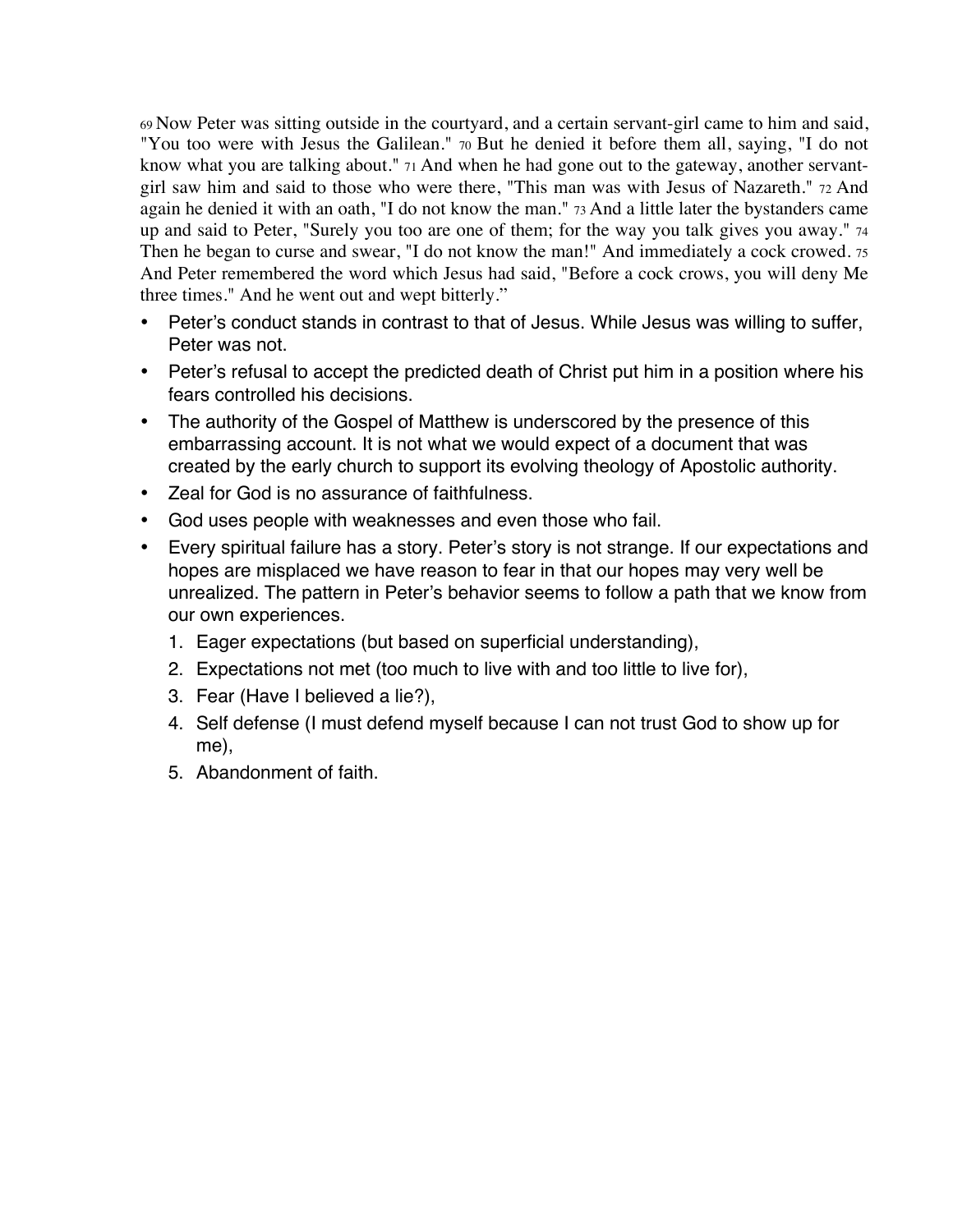69 Now Peter was sitting outside in the courtyard, and a certain servant-girl came to him and said, "You too were with Jesus the Galilean." 70 But he denied it before them all, saying, "I do not know what you are talking about." 71 And when he had gone out to the gateway, another servant-girl saw him and said to those who were there, "This man was with Jesus of Nazareth." 72 And again he denied it with an oath, "I do not know the man." 73 And a little later the bystanders came up and said to Peter, "Surely you too are one of them; for the way you talk gives you away." 74 Then he began to curse and swear, "I do not know the man!" And immediately a cock crowed. 75 And Peter remembered the word which Jesus had said, "Before a cock crows, you will deny Me three times." And he went out and wept bitterly."

- Peter's conduct stands in contrast to that of Jesus. While Jesus was willing to suffer, Peter was not.
- Peter's refusal to accept the predicted death of Christ put him in a position where his fears controlled his decisions.
- The authority of the Gospel of Matthew is underscored by the presence of this embarrassing account. It is not what we would expect of a document that was created by the early church to support its evolving theology of Apostolic authority.
- Zeal for God is no assurance of faithfulness.
- God uses people with weaknesses and even those who fail.
- Every spiritual failure has a story. Peter's story is not strange. If our expectations and hopes are misplaced we have reason to fear in that our hopes may very well be unrealized. The pattern in Peter's behavior seems to follow a path that we know from our own experiences.
  1. Eager expectations (but based on superficial understanding),
  2. Expectations not met (too much to live with and too little to live for),
  3. Fear (Have I believed a lie?),
  4. Self defense (I must defend myself because I can not trust God to show up for me),
  5. Abandonment of faith.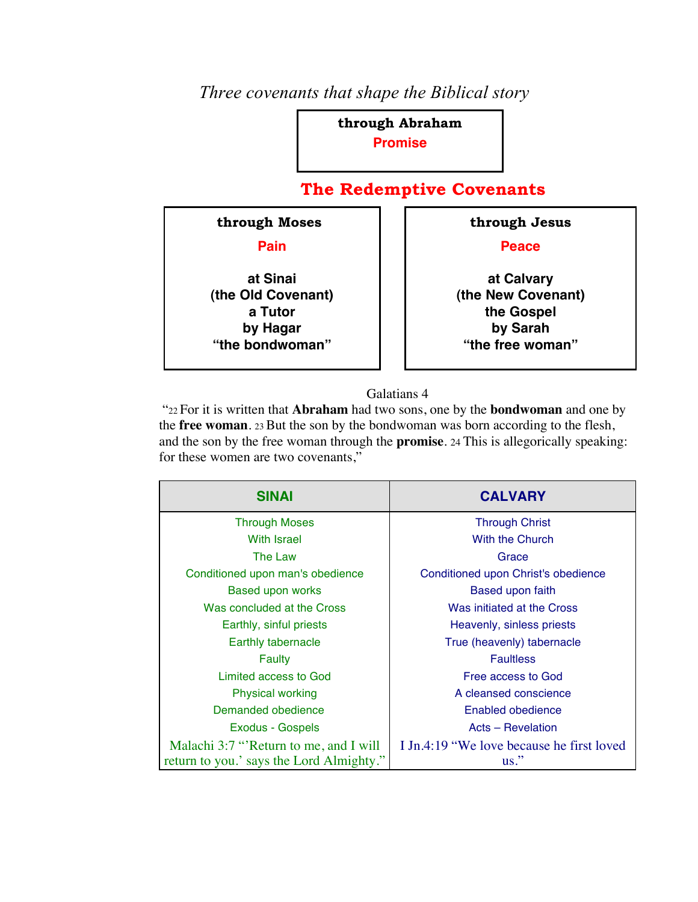*Three covenants that shape the Biblical story*

**through Abraham**
**Promise**

## The Redemptive Covenants

| **through Moses** | **through Jesus** |
|---|---|
| **Pain** | **Peace** |
| **at Sinai** | **at Calvary** |
| **(the Old Covenant)** | **(the New Covenant)** |
| **a Tutor** | **the Gospel** |
| **by Hagar** | **by Sarah** |
| **"the bondwoman"** | **"the free woman"** |

Galatians 4

"22 For it is written that **Abraham** had two sons, one by the **bondwoman** and one by the **free woman**. 23 But the son by the bondwoman was born according to the flesh, and the son by the free woman through the **promise**. 24 This is allegorically speaking: for these women are two covenants,"

| **SINAI** | **CALVARY** |
|---|---|
| Through Moses | Through Christ |
| With Israel | With the Church |
| The Law | Grace |
| Conditioned upon man's obedience | Conditioned upon Christ's obedience |
| Based upon works | Based upon faith |
| Was concluded at the Cross | Was initiated at the Cross |
| Earthly, sinful priests | Heavenly, sinless priests |
| Earthly tabernacle | True (heavenly) tabernacle |
| Faulty | Faultless |
| Limited access to God | Free access to God |
| Physical working | A cleansed conscience |
| Demanded obedience | Enabled obedience |
| Exodus - Gospels | Acts – Revelation |
| Malachi 3:7 "'Return to me, and I will return to you.' says the Lord Almighty." | I Jn.4:19 "We love because he first loved us." |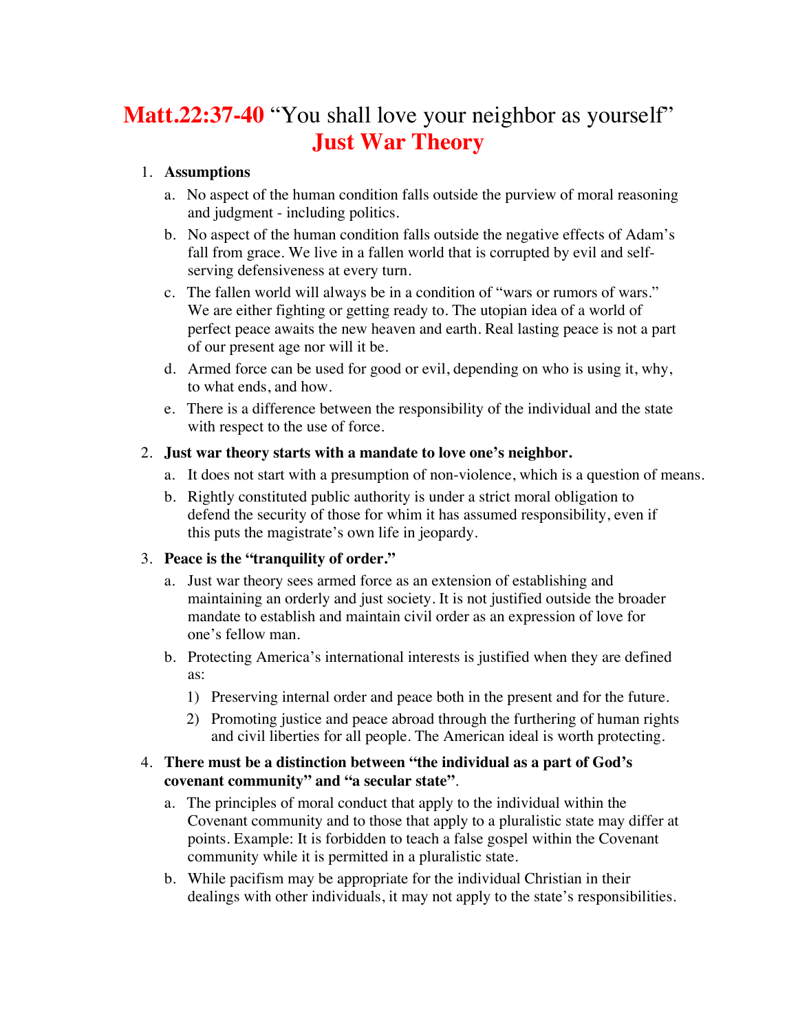# Matt.22:37-40 "You shall love your neighbor as yourself"
# Just War Theory

1. **Assumptions**
   a. No aspect of the human condition falls outside the purview of moral reasoning and judgment - including politics.
   b. No aspect of the human condition falls outside the negative effects of Adam's fall from grace. We live in a fallen world that is corrupted by evil and self-serving defensiveness at every turn.
   c. The fallen world will always be in a condition of "wars or rumors of wars." We are either fighting or getting ready to. The utopian idea of a world of perfect peace awaits the new heaven and earth. Real lasting peace is not a part of our present age nor will it be.
   d. Armed force can be used for good or evil, depending on who is using it, why, to what ends, and how.
   e. There is a difference between the responsibility of the individual and the state with respect to the use of force.

2. **Just war theory starts with a mandate to love one's neighbor.**
   a. It does not start with a presumption of non-violence, which is a question of means.
   b. Rightly constituted public authority is under a strict moral obligation to defend the security of those for whim it has assumed responsibility, even if this puts the magistrate's own life in jeopardy.

3. **Peace is the "tranquility of order."**
   a. Just war theory sees armed force as an extension of establishing and maintaining an orderly and just society. It is not justified outside the broader mandate to establish and maintain civil order as an expression of love for one's fellow man.
   b. Protecting America's international interests is justified when they are defined as:
      1) Preserving internal order and peace both in the present and for the future.
      2) Promoting justice and peace abroad through the furthering of human rights and civil liberties for all people. The American ideal is worth protecting.

4. **There must be a distinction between "the individual as a part of God's covenant community" and "a secular state"**.
   a. The principles of moral conduct that apply to the individual within the Covenant community and to those that apply to a pluralistic state may differ at points. Example: It is forbidden to teach a false gospel within the Covenant community while it is permitted in a pluralistic state.
   b. While pacifism may be appropriate for the individual Christian in their dealings with other individuals, it may not apply to the state's responsibilities.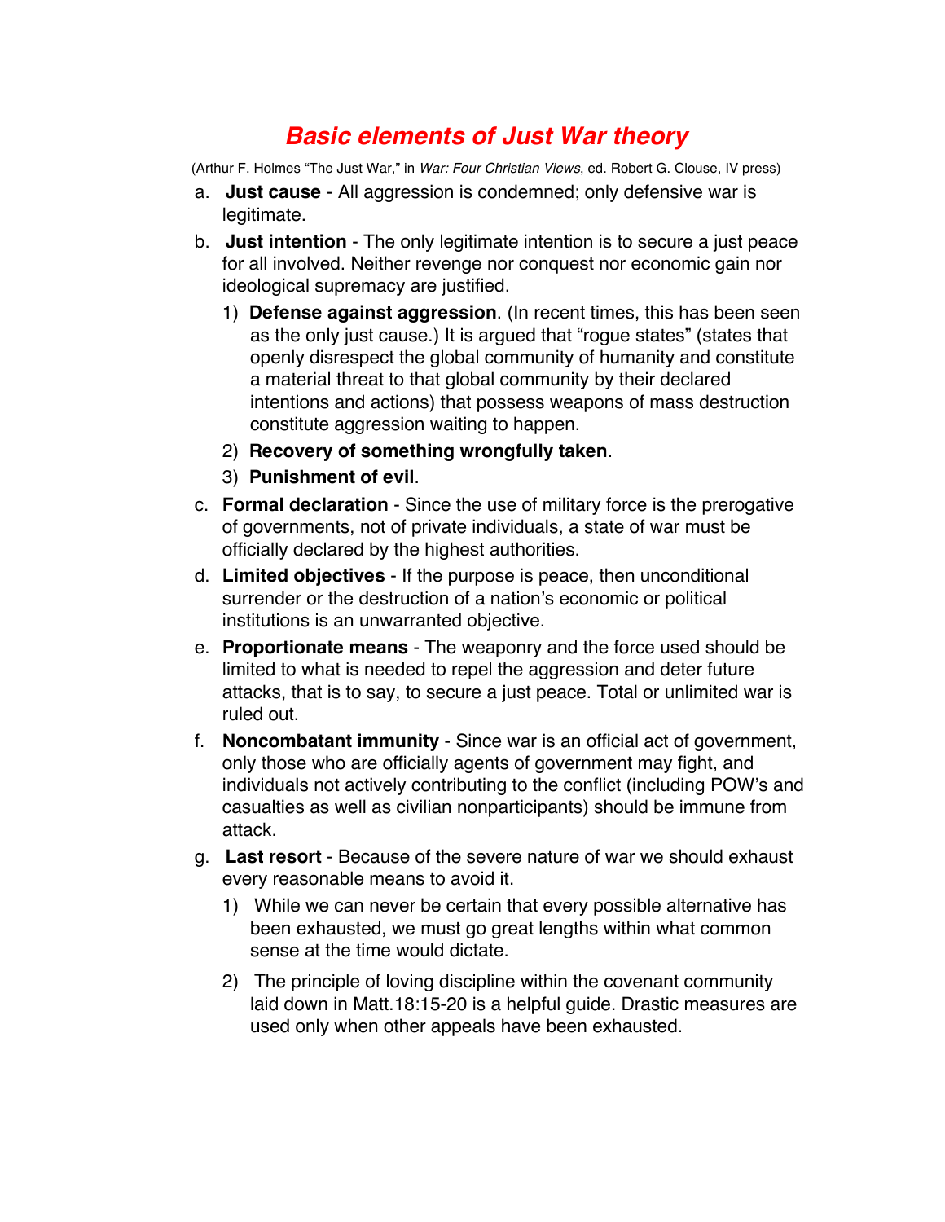# *Basic elements of Just War theory*

(Arthur F. Holmes "The Just War," in *War: Four Christian Views*, ed. Robert G. Clouse, IV press)

a. **Just cause** - All aggression is condemned; only defensive war is legitimate.

b. **Just intention** - The only legitimate intention is to secure a just peace for all involved. Neither revenge nor conquest nor economic gain nor ideological supremacy are justified.

   1) **Defense against aggression**. (In recent times, this has been seen as the only just cause.) It is argued that "rogue states" (states that openly disrespect the global community of humanity and constitute a material threat to that global community by their declared intentions and actions) that possess weapons of mass destruction constitute aggression waiting to happen.

   2) **Recovery of something wrongfully taken**.

   3) **Punishment of evil**.

c. **Formal declaration** - Since the use of military force is the prerogative of governments, not of private individuals, a state of war must be officially declared by the highest authorities.

d. **Limited objectives** - If the purpose is peace, then unconditional surrender or the destruction of a nation's economic or political institutions is an unwarranted objective.

e. **Proportionate means** - The weaponry and the force used should be limited to what is needed to repel the aggression and deter future attacks, that is to say, to secure a just peace. Total or unlimited war is ruled out.

f. **Noncombatant immunity** - Since war is an official act of government, only those who are officially agents of government may fight, and individuals not actively contributing to the conflict (including POW's and casualties as well as civilian nonparticipants) should be immune from attack.

g. **Last resort** - Because of the severe nature of war we should exhaust every reasonable means to avoid it.

   1) While we can never be certain that every possible alternative has been exhausted, we must go great lengths within what common sense at the time would dictate.

   2) The principle of loving discipline within the covenant community laid down in Matt.18:15-20 is a helpful guide. Drastic measures are used only when other appeals have been exhausted.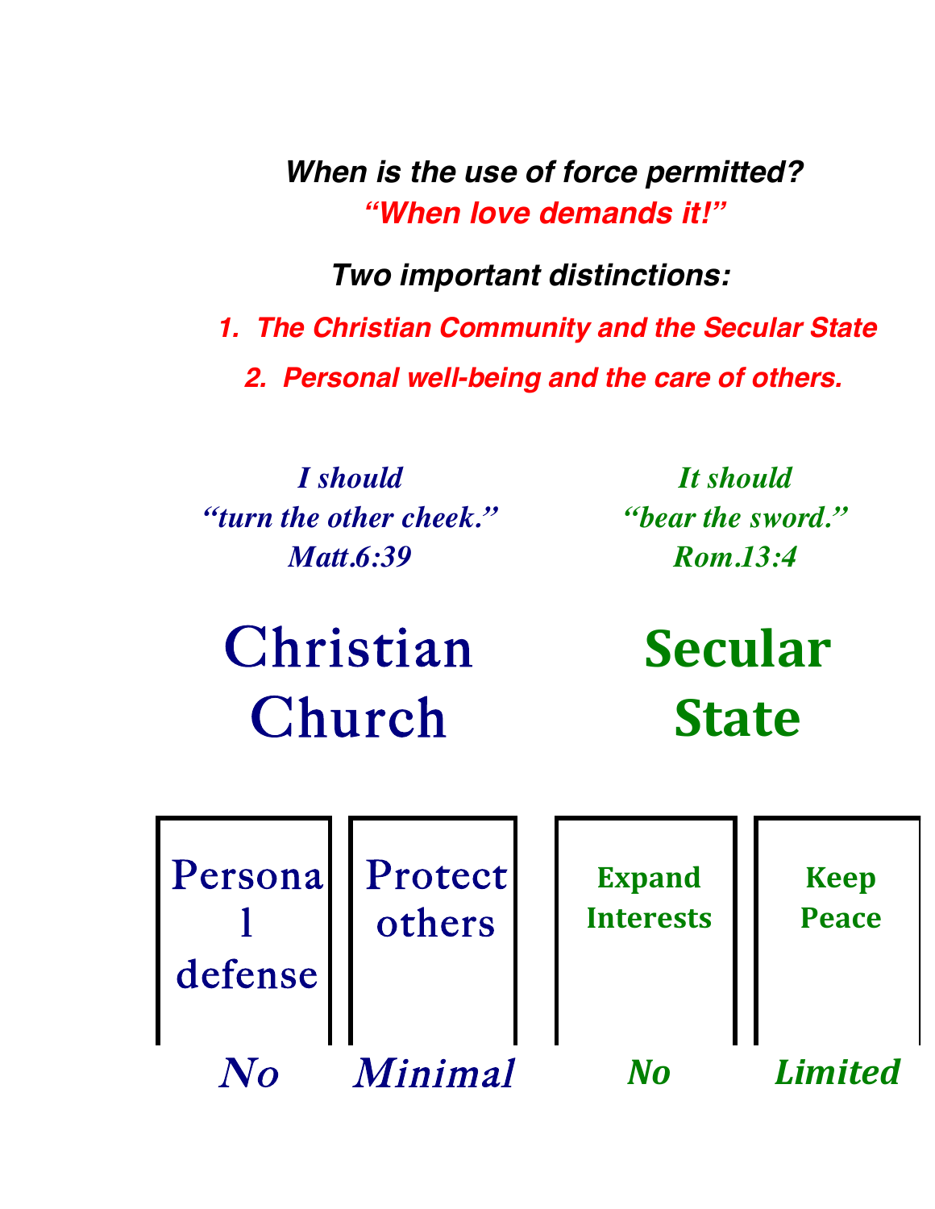***When is the use of force permitted?***

***"When love demands it!"***

***Two important distinctions:***

1. ***The Christian Community and the Secular State***
2. ***Personal well-being and the care of others.***

| *I should "turn the other cheek." Matt.6:39* | | *It should "bear the sword." Rom.13:4* | |
|---|---|---|---|
| **Christian Church** | | **Secular State** | |
| Personal defense | Protect others | Expand Interests | Keep Peace |
| *No* | *Minimal* | *No* | *Limited* |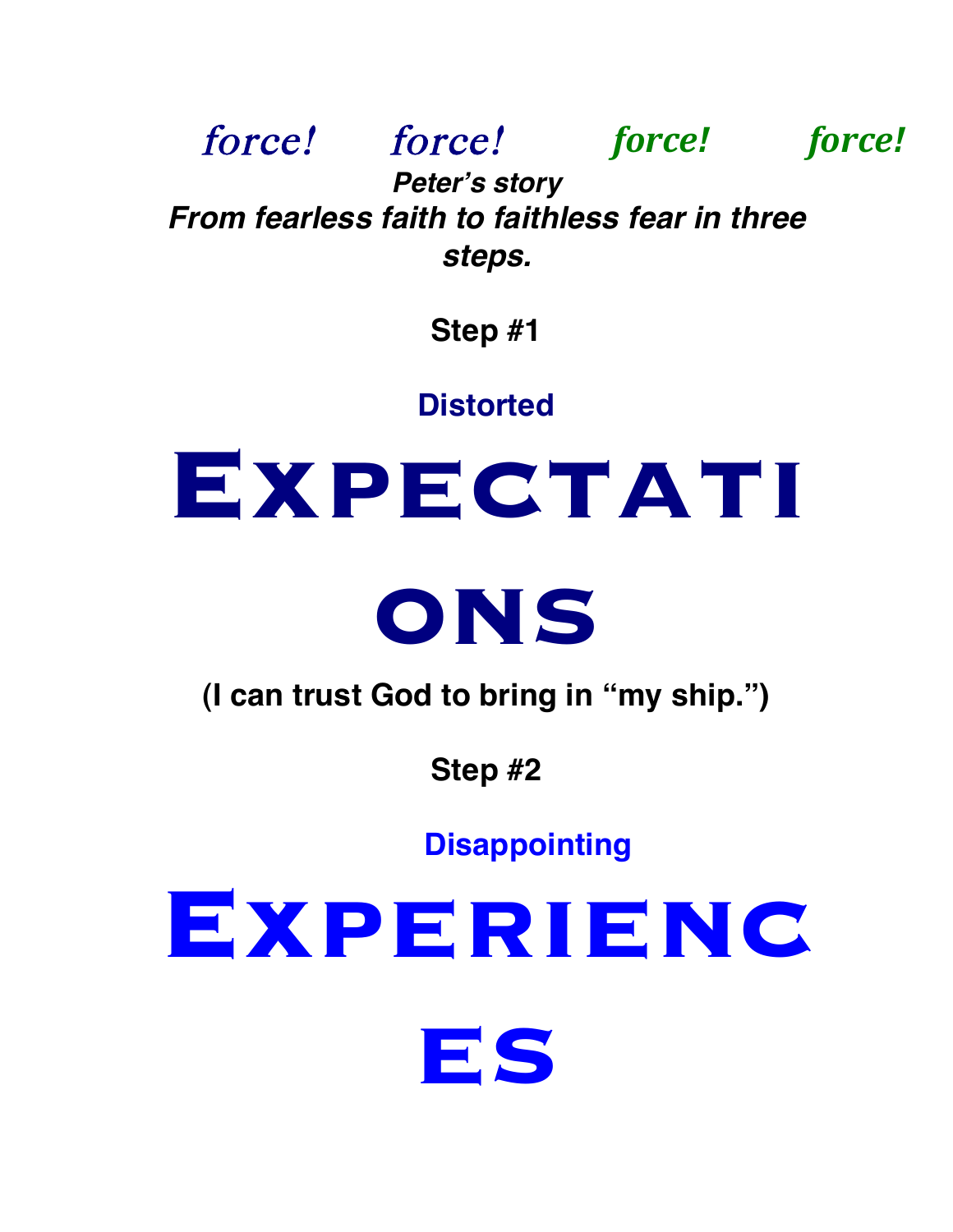*force!* *force!* *force!* *force!*

***Peter's story***

***From fearless faith to faithless fear in three steps.***

**Step #1**

**Distorted**

# Expectations

**(I can trust God to bring in "my ship.")**

**Step #2**

**Disappointing**

# Experiences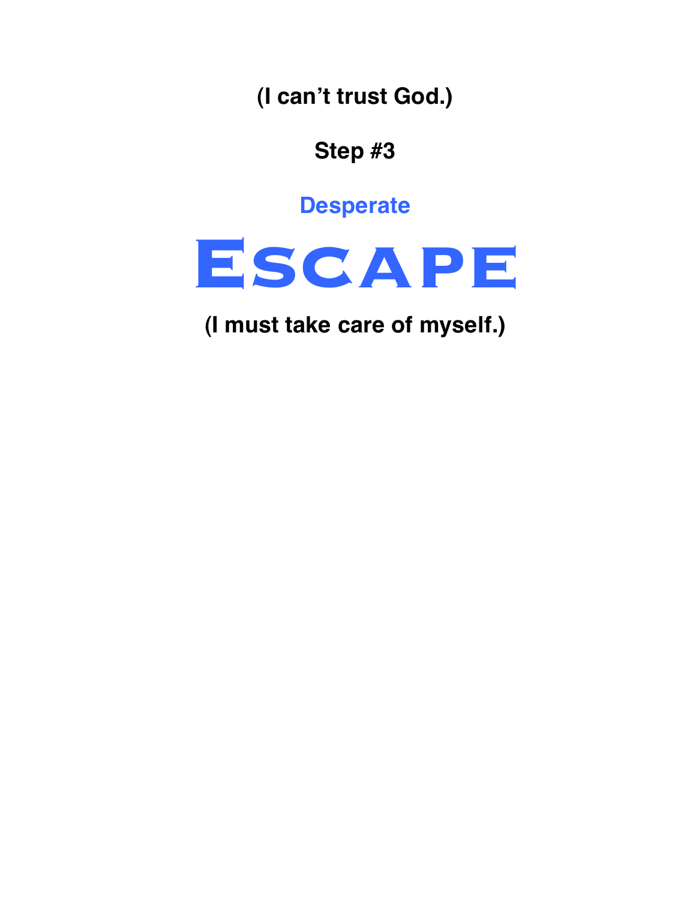**(I can't trust God.)**

**Step #3**

**Desperate**

# Escape

**(I must take care of myself.)**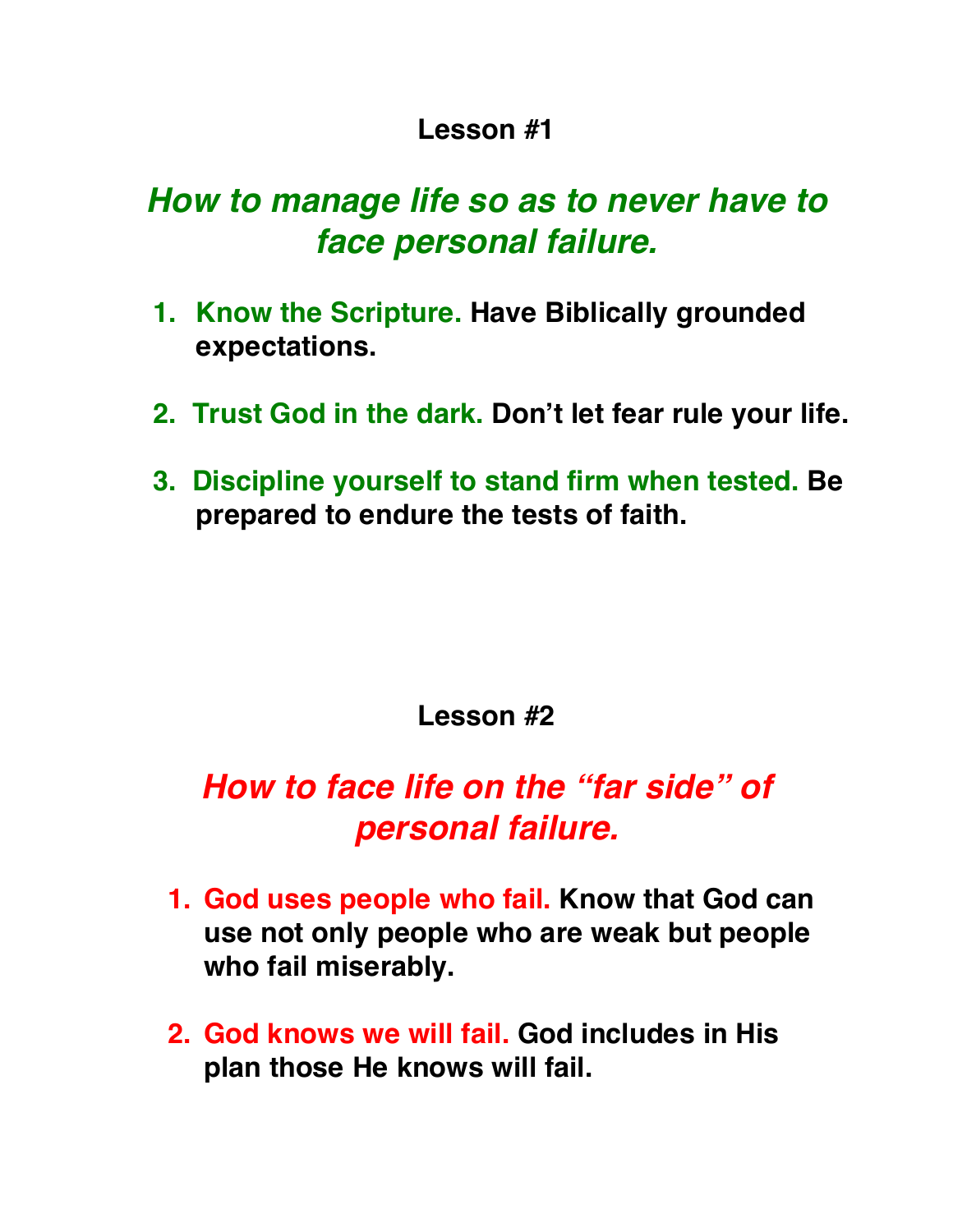**Lesson #1**

## *How to manage life so as to never have to face personal failure.*

1. **Know the Scripture. Have Biblically grounded expectations.**

2. **Trust God in the dark. Don't let fear rule your life.**

3. **Discipline yourself to stand firm when tested. Be prepared to endure the tests of faith.**

**Lesson #2**

## *How to face life on the "far side" of personal failure.*

1. **God uses people who fail. Know that God can use not only people who are weak but people who fail miserably.**

2. **God knows we will fail. God includes in His plan those He knows will fail.**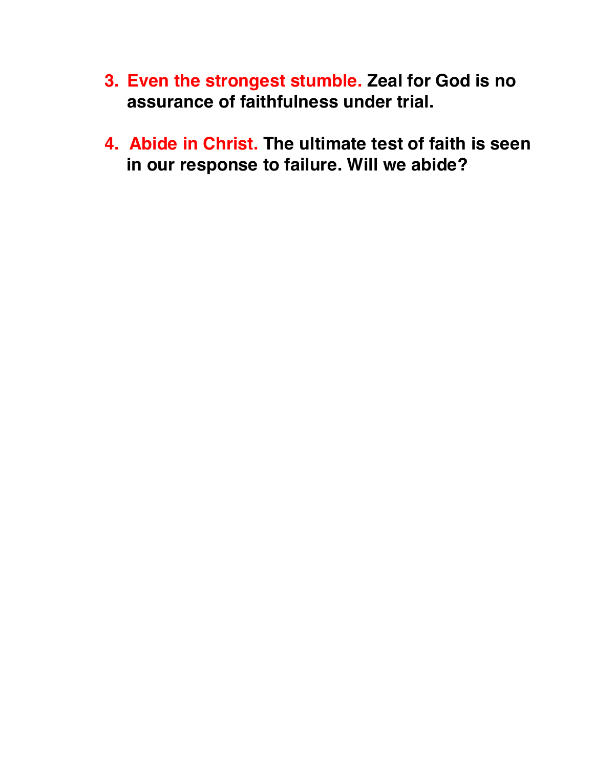3. **Even the strongest stumble.** **Zeal for God is no assurance of faithfulness under trial.**

4. **Abide in Christ.** **The ultimate test of faith is seen in our response to failure. Will we abide?**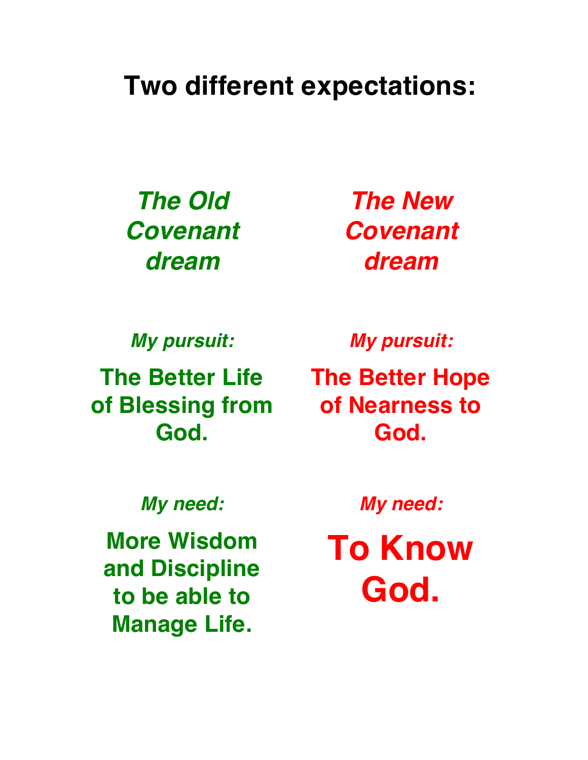# Two different expectations:

***The Old Covenant dream***

*My pursuit:*

**The Better Life of Blessing from God.**

*My need:*

**More Wisdom and Discipline to be able to Manage Life.**

***The New Covenant dream***

*My pursuit:*

**The Better Hope of Nearness to God.**

*My need:*

**To Know God.**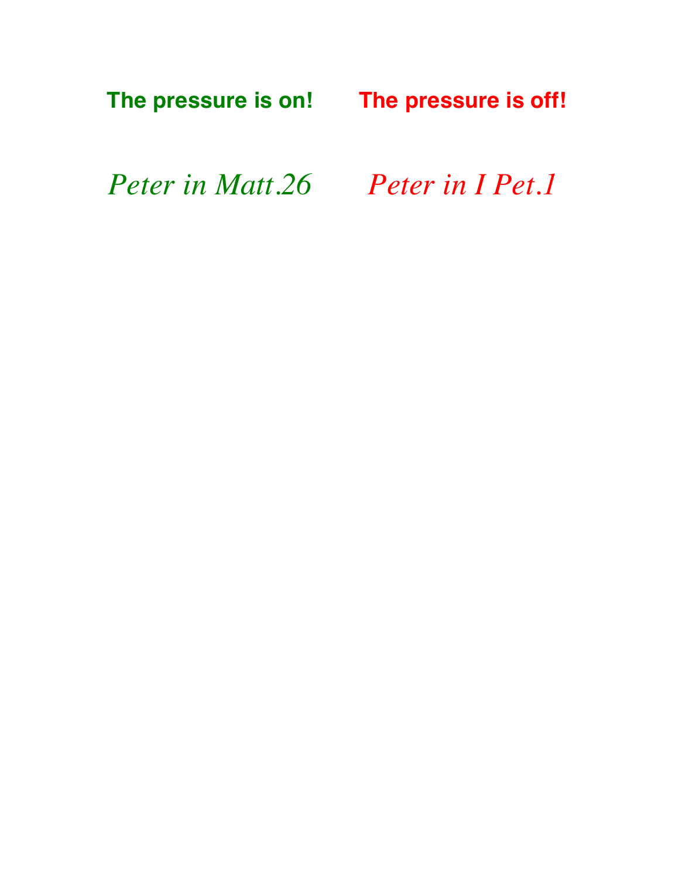**The pressure is on!** **The pressure is off!**

*Peter in Matt.26* *Peter in I Pet.1*